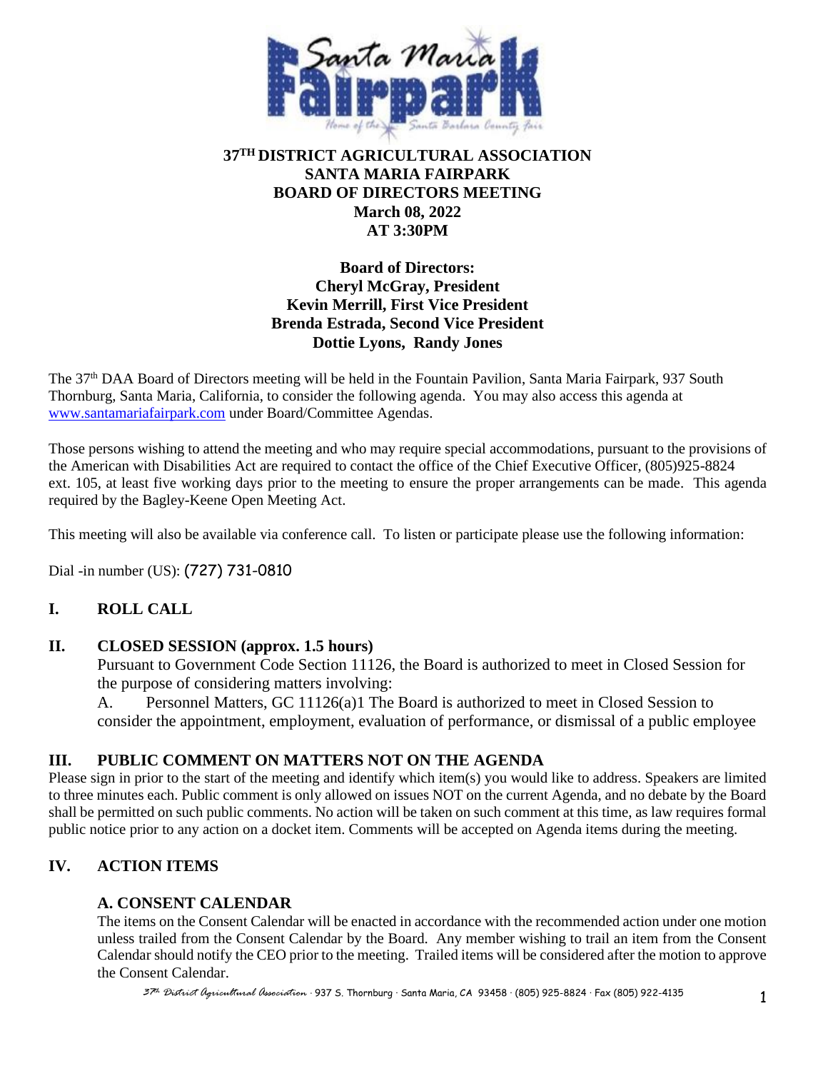# 37TH DISTRICT AGRICULTURAL ASSOCIATION
# SANTA MARIA FAIRPARK
# BOARD OF DIRECTORS MEETING
## March 08, 2022
## AT 3:30PM

**Board of Directors:**
**Cheryl McGray, President**
**Kevin Merrill, First Vice President**
**Brenda Estrada, Second Vice President**
**Dottie Lyons, Randy Jones**

The 37th DAA Board of Directors meeting will be held in the Fountain Pavilion, Santa Maria Fairpark, 937 South Thornburg, Santa Maria, California, to consider the following agenda. You may also access this agenda at www.santamariafairpark.com under Board/Committee Agendas.

Those persons wishing to attend the meeting and who may require special accommodations, pursuant to the provisions of the American with Disabilities Act are required to contact the office of the Chief Executive Officer, (805)925-8824 ext. 105, at least five working days prior to the meeting to ensure the proper arrangements can be made. This agenda required by the Bagley-Keene Open Meeting Act.

This meeting will also be available via conference call. To listen or participate please use the following information:

Dial -in number (US): (727) 731-0810

## I. ROLL CALL

## II. CLOSED SESSION (approx. 1.5 hours)

Pursuant to Government Code Section 11126, the Board is authorized to meet in Closed Session for the purpose of considering matters involving:

A. Personnel Matters, GC 11126(a)1 The Board is authorized to meet in Closed Session to consider the appointment, employment, evaluation of performance, or dismissal of a public employee

## III. PUBLIC COMMENT ON MATTERS NOT ON THE AGENDA

Please sign in prior to the start of the meeting and identify which item(s) you would like to address. Speakers are limited to three minutes each. Public comment is only allowed on issues NOT on the current Agenda, and no debate by the Board shall be permitted on such public comments. No action will be taken on such comment at this time, as law requires formal public notice prior to any action on a docket item. Comments will be accepted on Agenda items during the meeting.

## IV. ACTION ITEMS

### A. CONSENT CALENDAR

The items on the Consent Calendar will be enacted in accordance with the recommended action under one motion unless trailed from the Consent Calendar by the Board. Any member wishing to trail an item from the Consent Calendar should notify the CEO prior to the meeting. Trailed items will be considered after the motion to approve the Consent Calendar.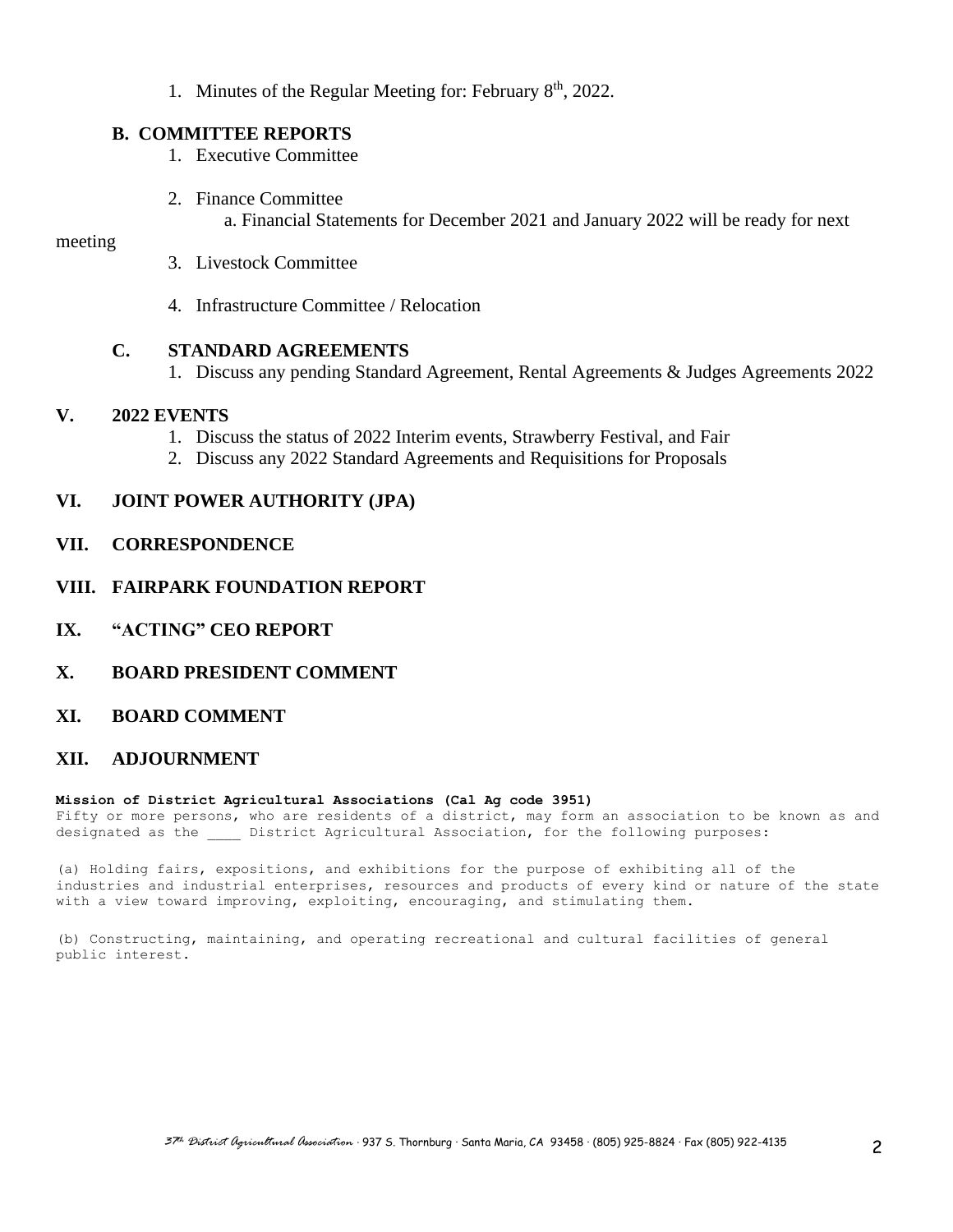1. Minutes of the Regular Meeting for: February 8th, 2022.

**B. COMMITTEE REPORTS**

1. Executive Committee
2. Finance Committee
   a. Financial Statements for December 2021 and January 2022 will be ready for next meeting
3. Livestock Committee
4. Infrastructure Committee / Relocation

**C. STANDARD AGREEMENTS**

1. Discuss any pending Standard Agreement, Rental Agreements & Judges Agreements 2022

## V. 2022 EVENTS

1. Discuss the status of 2022 Interim events, Strawberry Festival, and Fair
2. Discuss any 2022 Standard Agreements and Requisitions for Proposals

## VI. JOINT POWER AUTHORITY (JPA)

## VII. CORRESPONDENCE

## VIII. FAIRPARK FOUNDATION REPORT

## IX. "ACTING" CEO REPORT

## X. BOARD PRESIDENT COMMENT

## XI. BOARD COMMENT

## XII. ADJOURNMENT

**Mission of District Agricultural Associations (Cal Ag code 3951)**

Fifty or more persons, who are residents of a district, may form an association to be known as and designated as the ____ District Agricultural Association, for the following purposes:

(a) Holding fairs, expositions, and exhibitions for the purpose of exhibiting all of the industries and industrial enterprises, resources and products of every kind or nature of the state with a view toward improving, exploiting, encouraging, and stimulating them.

(b) Constructing, maintaining, and operating recreational and cultural facilities of general public interest.

37th District Agricultural Association · 937 S. Thornburg · Santa Maria, CA 93458 · (805) 925-8824 · Fax (805) 922-4135